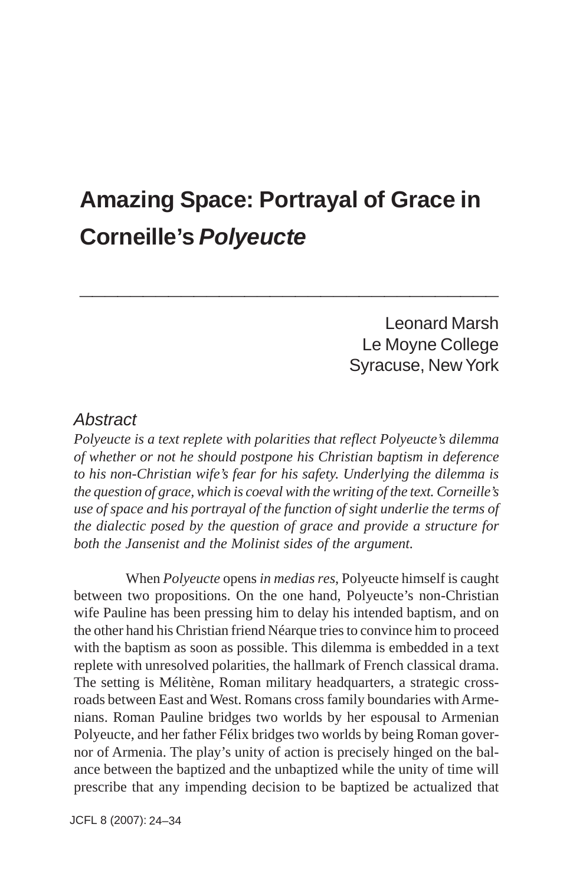# Amazing Space: Portrayal of Grace in Corneille's *Polyeucte*

Leonard Marsh
Le Moyne College
Syracuse, New York

## *Abstract*

*Polyeucte is a text replete with polarities that reflect Polyeucte's dilemma of whether or not he should postpone his Christian baptism in deference to his non-Christian wife's fear for his safety. Underlying the dilemma is the question of grace, which is coeval with the writing of the text. Corneille's use of space and his portrayal of the function of sight underlie the terms of the dialectic posed by the question of grace and provide a structure for both the Jansenist and the Molinist sides of the argument.*

When *Polyeucte* opens *in medias res*, Polyeucte himself is caught between two propositions. On the one hand, Polyeucte's non-Christian wife Pauline has been pressing him to delay his intended baptism, and on the other hand his Christian friend Néarque tries to convince him to proceed with the baptism as soon as possible. This dilemma is embedded in a text replete with unresolved polarities, the hallmark of French classical drama. The setting is Mélitène, Roman military headquarters, a strategic crossroads between East and West. Romans cross family boundaries with Armenians. Roman Pauline bridges two worlds by her espousal to Armenian Polyeucte, and her father Félix bridges two worlds by being Roman governor of Armenia. The play's unity of action is precisely hinged on the balance between the baptized and the unbaptized while the unity of time will prescribe that any impending decision to be baptized be actualized that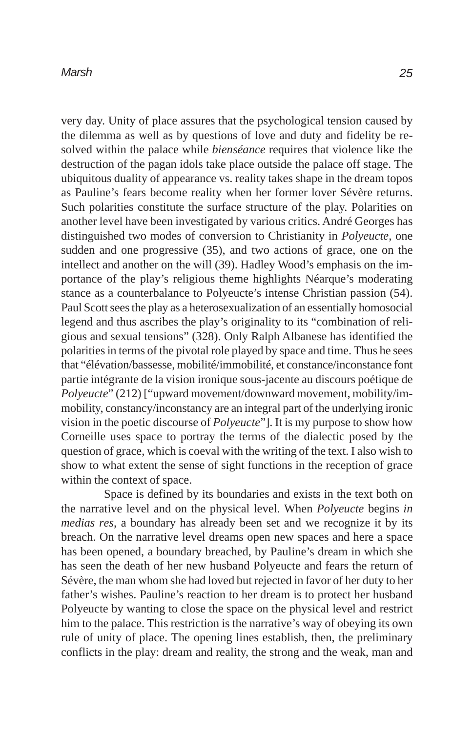very day. Unity of place assures that the psychological tension caused by the dilemma as well as by questions of love and duty and fidelity be resolved within the palace while *bienséance* requires that violence like the destruction of the pagan idols take place outside the palace off stage. The ubiquitous duality of appearance vs. reality takes shape in the dream topos as Pauline's fears become reality when her former lover Sévère returns. Such polarities constitute the surface structure of the play. Polarities on another level have been investigated by various critics. André Georges has distinguished two modes of conversion to Christianity in *Polyeucte*, one sudden and one progressive (35), and two actions of grace, one on the intellect and another on the will (39). Hadley Wood's emphasis on the importance of the play's religious theme highlights Néarque's moderating stance as a counterbalance to Polyeucte's intense Christian passion (54). Paul Scott sees the play as a heterosexualization of an essentially homosocial legend and thus ascribes the play's originality to its "combination of religious and sexual tensions" (328). Only Ralph Albanese has identified the polarities in terms of the pivotal role played by space and time. Thus he sees that "élévation/bassesse, mobilité/immobilité, et constance/inconstance font partie intégrante de la vision ironique sous-jacente au discours poétique de *Polyeucte*" (212) ["upward movement/downward movement, mobility/immobility, constancy/inconstancy are an integral part of the underlying ironic vision in the poetic discourse of *Polyeucte*"]. It is my purpose to show how Corneille uses space to portray the terms of the dialectic posed by the question of grace, which is coeval with the writing of the text. I also wish to show to what extent the sense of sight functions in the reception of grace within the context of space.

Space is defined by its boundaries and exists in the text both on the narrative level and on the physical level. When *Polyeucte* begins *in medias res*, a boundary has already been set and we recognize it by its breach. On the narrative level dreams open new spaces and here a space has been opened, a boundary breached, by Pauline's dream in which she has seen the death of her new husband Polyeucte and fears the return of Sévère, the man whom she had loved but rejected in favor of her duty to her father's wishes. Pauline's reaction to her dream is to protect her husband Polyeucte by wanting to close the space on the physical level and restrict him to the palace. This restriction is the narrative's way of obeying its own rule of unity of place. The opening lines establish, then, the preliminary conflicts in the play: dream and reality, the strong and the weak, man and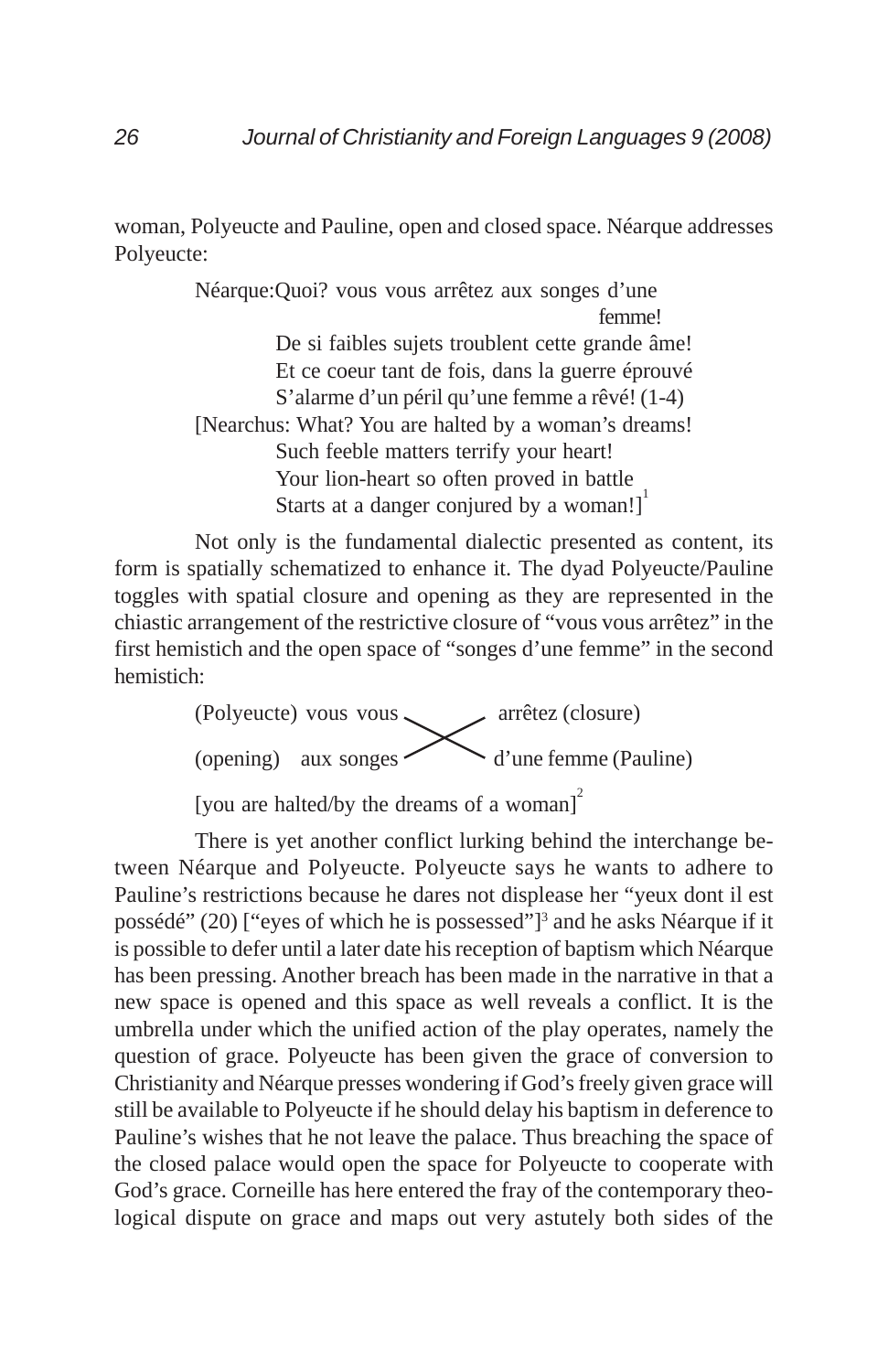woman, Polyeucte and Pauline, open and closed space. Néarque addresses Polyeucte:

> Néarque:Quoi? vous vous arrêtez aux songes d'une femme!
> De si faibles sujets troublent cette grande âme!
> Et ce coeur tant de fois, dans la guerre éprouvé
> S'alarme d'un péril qu'une femme a rêvé! (1-4)
> [Nearchus: What? You are halted by a woman's dreams!
> Such feeble matters terrify your heart!
> Your lion-heart so often proved in battle
> Starts at a danger conjured by a woman!][1]

Not only is the fundamental dialectic presented as content, its form is spatially schematized to enhance it. The dyad Polyeucte/Pauline toggles with spatial closure and opening as they are represented in the chiastic arrangement of the restrictive closure of "vous vous arrêtez" in the first hemistich and the open space of "songes d'une femme" in the second hemistich:

> (Polyeucte) vous vous ⤫ arrêtez (closure)
> (opening) aux songes ⤫ d'une femme (Pauline)
>
> [you are halted/by the dreams of a woman][2]

There is yet another conflict lurking behind the interchange between Néarque and Polyeucte. Polyeucte says he wants to adhere to Pauline's restrictions because he dares not displease her "yeux dont il est possédé" (20) ["eyes of which he is possessed"][3] and he asks Néarque if it is possible to defer until a later date his reception of baptism which Néarque has been pressing. Another breach has been made in the narrative in that a new space is opened and this space as well reveals a conflict. It is the umbrella under which the unified action of the play operates, namely the question of grace. Polyeucte has been given the grace of conversion to Christianity and Néarque presses wondering if God's freely given grace will still be available to Polyeucte if he should delay his baptism in deference to Pauline's wishes that he not leave the palace. Thus breaching the space of the closed palace would open the space for Polyeucte to cooperate with God's grace. Corneille has here entered the fray of the contemporary theological dispute on grace and maps out very astutely both sides of the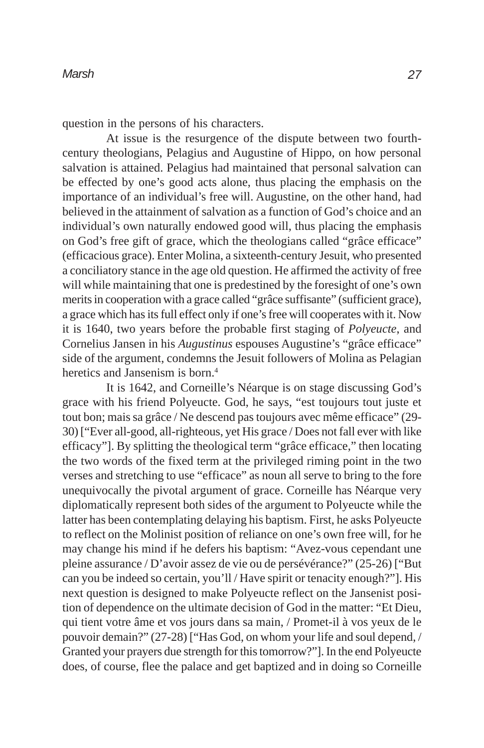question in the persons of his characters.

At issue is the resurgence of the dispute between two fourth-century theologians, Pelagius and Augustine of Hippo, on how personal salvation is attained. Pelagius had maintained that personal salvation can be effected by one's good acts alone, thus placing the emphasis on the importance of an individual's free will. Augustine, on the other hand, had believed in the attainment of salvation as a function of God's choice and an individual's own naturally endowed good will, thus placing the emphasis on God's free gift of grace, which the theologians called "grâce efficace" (efficacious grace). Enter Molina, a sixteenth-century Jesuit, who presented a conciliatory stance in the age old question. He affirmed the activity of free will while maintaining that one is predestined by the foresight of one's own merits in cooperation with a grace called "grâce suffisante" (sufficient grace), a grace which has its full effect only if one's free will cooperates with it. Now it is 1640, two years before the probable first staging of *Polyeucte*, and Cornelius Jansen in his *Augustinus* espouses Augustine's "grâce efficace" side of the argument, condemns the Jesuit followers of Molina as Pelagian heretics and Jansenism is born.[4]

It is 1642, and Corneille's Néarque is on stage discussing God's grace with his friend Polyeucte. God, he says, "est toujours tout juste et tout bon; mais sa grâce / Ne descend pas toujours avec même efficace" (29-30) ["Ever all-good, all-righteous, yet His grace / Does not fall ever with like efficacy"]. By splitting the theological term "grâce efficace," then locating the two words of the fixed term at the privileged riming point in the two verses and stretching to use "efficace" as noun all serve to bring to the fore unequivocally the pivotal argument of grace. Corneille has Néarque very diplomatically represent both sides of the argument to Polyeucte while the latter has been contemplating delaying his baptism. First, he asks Polyeucte to reflect on the Molinist position of reliance on one's own free will, for he may change his mind if he defers his baptism: "Avez-vous cependant une pleine assurance / D'avoir assez de vie ou de persévérance?" (25-26) ["But can you be indeed so certain, you'll / Have spirit or tenacity enough?"]. His next question is designed to make Polyeucte reflect on the Jansenist position of dependence on the ultimate decision of God in the matter: "Et Dieu, qui tient votre âme et vos jours dans sa main, / Promet-il à vos yeux de le pouvoir demain?" (27-28) ["Has God, on whom your life and soul depend, / Granted your prayers due strength for this tomorrow?"]. In the end Polyeucte does, of course, flee the palace and get baptized and in doing so Corneille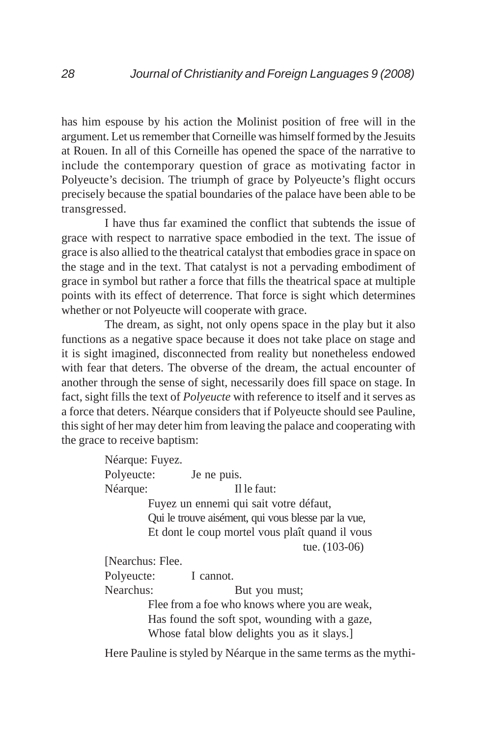has him espouse by his action the Molinist position of free will in the argument. Let us remember that Corneille was himself formed by the Jesuits at Rouen. In all of this Corneille has opened the space of the narrative to include the contemporary question of grace as motivating factor in Polyeucte's decision. The triumph of grace by Polyeucte's flight occurs precisely because the spatial boundaries of the palace have been able to be transgressed.

I have thus far examined the conflict that subtends the issue of grace with respect to narrative space embodied in the text. The issue of grace is also allied to the theatrical catalyst that embodies grace in space on the stage and in the text. That catalyst is not a pervading embodiment of grace in symbol but rather a force that fills the theatrical space at multiple points with its effect of deterrence. That force is sight which determines whether or not Polyeucte will cooperate with grace.

The dream, as sight, not only opens space in the play but it also functions as a negative space because it does not take place on stage and it is sight imagined, disconnected from reality but nonetheless endowed with fear that deters. The obverse of the dream, the actual encounter of another through the sense of sight, necessarily does fill space on stage. In fact, sight fills the text of *Polyeucte* with reference to itself and it serves as a force that deters. Néarque considers that if Polyeucte should see Pauline, this sight of her may deter him from leaving the palace and cooperating with the grace to receive baptism:

> Néarque: Fuyez.
> Polyeucte: Je ne puis.
> Néarque: Il le faut:
> Fuyez un ennemi qui sait votre défaut,
> Qui le trouve aisément, qui vous blesse par la vue,
> Et dont le coup mortel vous plaît quand il vous tue. (103-06)
>
> [Nearchus: Flee.
> Polyeucte: I cannot.
> Nearchus: But you must;
> Flee from a foe who knows where you are weak,
> Has found the soft spot, wounding with a gaze,
> Whose fatal blow delights you as it slays.]

Here Pauline is styled by Néarque in the same terms as the mythi-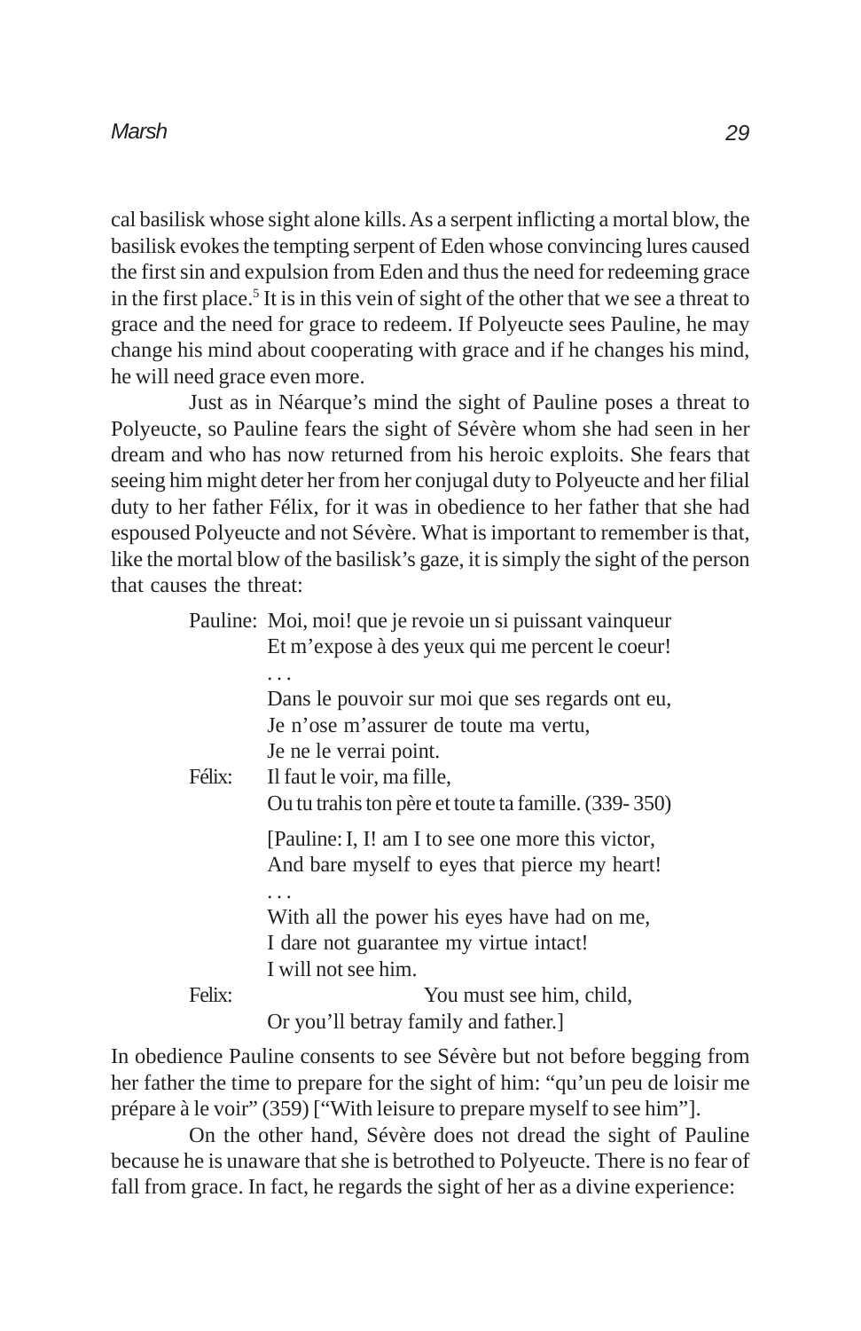cal basilisk whose sight alone kills. As a serpent inflicting a mortal blow, the basilisk evokes the tempting serpent of Eden whose convincing lures caused the first sin and expulsion from Eden and thus the need for redeeming grace in the first place.[5] It is in this vein of sight of the other that we see a threat to grace and the need for grace to redeem. If Polyeucte sees Pauline, he may change his mind about cooperating with grace and if he changes his mind, he will need grace even more.

Just as in Néarque's mind the sight of Pauline poses a threat to Polyeucte, so Pauline fears the sight of Sévère whom she had seen in her dream and who has now returned from his heroic exploits. She fears that seeing him might deter her from her conjugal duty to Polyeucte and her filial duty to her father Félix, for it was in obedience to her father that she had espoused Polyeucte and not Sévère. What is important to remember is that, like the mortal blow of the basilisk's gaze, it is simply the sight of the person that causes the threat:

> Pauline: Moi, moi! que je revoie un si puissant vainqueur
> Et m'expose à des yeux qui me percent le coeur!
> . . .
> Dans le pouvoir sur moi que ses regards ont eu,
> Je n'ose m'assurer de toute ma vertu,
> Je ne le verrai point.
> Félix: Il faut le voir, ma fille,
> Ou tu trahis ton père et toute ta famille. (339- 350)
>
> [Pauline: I, I! am I to see one more this victor,
> And bare myself to eyes that pierce my heart!
> . . .
> With all the power his eyes have had on me,
> I dare not guarantee my virtue intact!
> I will not see him.
> Felix: You must see him, child,
> Or you'll betray family and father.]

In obedience Pauline consents to see Sévère but not before begging from her father the time to prepare for the sight of him: "qu'un peu de loisir me prépare à le voir" (359) ["With leisure to prepare myself to see him"].

On the other hand, Sévère does not dread the sight of Pauline because he is unaware that she is betrothed to Polyeucte. There is no fear of fall from grace. In fact, he regards the sight of her as a divine experience: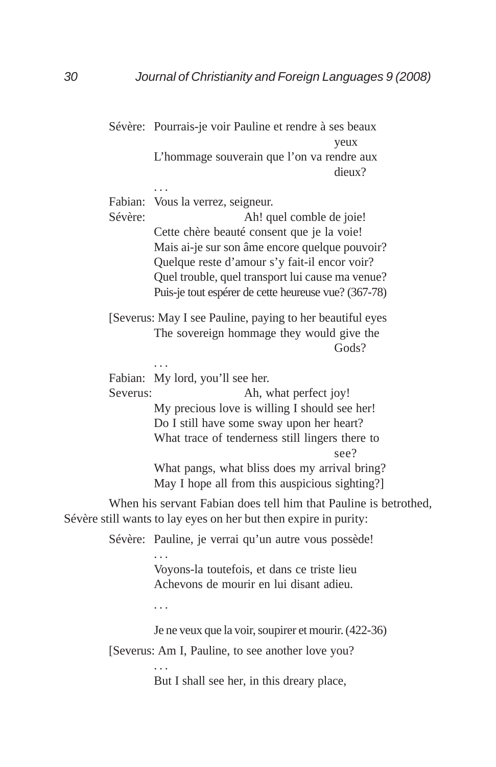Sévère: Pourrais-je voir Pauline et rendre à ses beaux yeux
L'hommage souverain que l'on va rendre aux dieux?
. . .
Fabian: Vous la verrez, seigneur.
Sévère: Ah! quel comble de joie!
Cette chère beauté consent que je la voie!
Mais ai-je sur son âme encore quelque pouvoir?
Quelque reste d'amour s'y fait-il encor voir?
Quel trouble, quel transport lui cause ma venue?
Puis-je tout espérer de cette heureuse vue? (367-78)

[Severus: May I see Pauline, paying to her beautiful eyes
The sovereign hommage they would give the Gods?
. . .
Fabian: My lord, you'll see her.
Severus: Ah, what perfect joy!
My precious love is willing I should see her!
Do I still have some sway upon her heart?
What trace of tenderness still lingers there to see?
What pangs, what bliss does my arrival bring?
May I hope all from this auspicious sighting?]

When his servant Fabian does tell him that Pauline is betrothed, Sévère still wants to lay eyes on her but then expire in purity:

Sévère: Pauline, je verrai qu'un autre vous possède!
. . .
Voyons-la toutefois, et dans ce triste lieu
Achevons de mourir en lui disant adieu.
. . .
Je ne veux que la voir, soupirer et mourir. (422-36)

[Severus: Am I, Pauline, to see another love you?
. . .
But I shall see her, in this dreary place,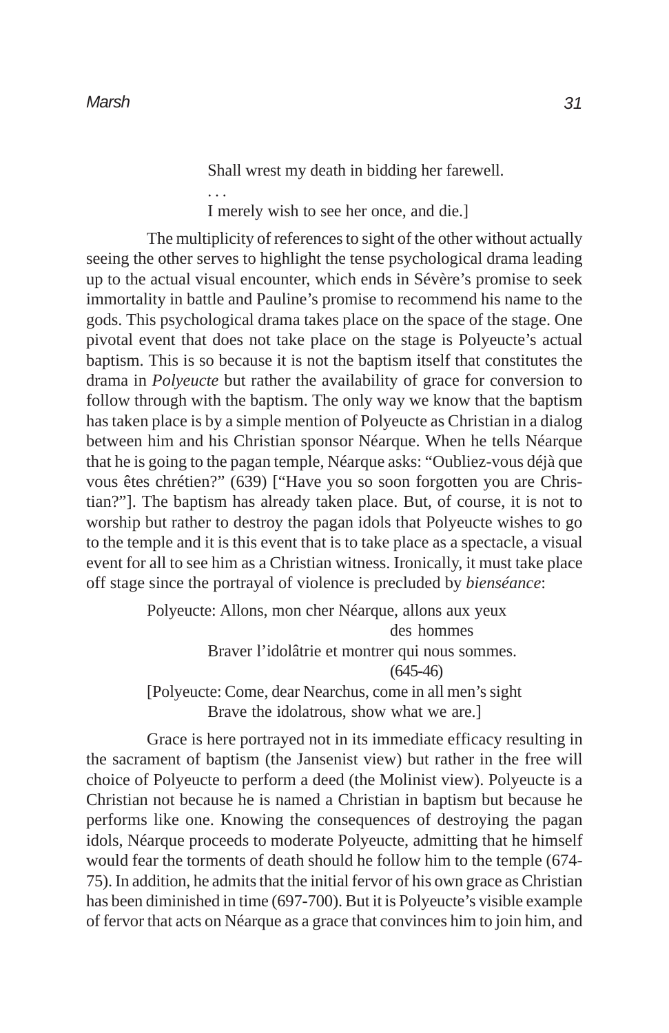> Shall wrest my death in bidding her farewell.
> . . .
> I merely wish to see her once, and die.]

The multiplicity of references to sight of the other without actually seeing the other serves to highlight the tense psychological drama leading up to the actual visual encounter, which ends in Sévère's promise to seek immortality in battle and Pauline's promise to recommend his name to the gods. This psychological drama takes place on the space of the stage. One pivotal event that does not take place on the stage is Polyeucte's actual baptism. This is so because it is not the baptism itself that constitutes the drama in *Polyeucte* but rather the availability of grace for conversion to follow through with the baptism. The only way we know that the baptism has taken place is by a simple mention of Polyeucte as Christian in a dialog between him and his Christian sponsor Néarque. When he tells Néarque that he is going to the pagan temple, Néarque asks: "Oubliez-vous déjà que vous êtes chrétien?" (639) ["Have you so soon forgotten you are Christian?"]. The baptism has already taken place. But, of course, it is not to worship but rather to destroy the pagan idols that Polyeucte wishes to go to the temple and it is this event that is to take place as a spectacle, a visual event for all to see him as a Christian witness. Ironically, it must take place off stage since the portrayal of violence is precluded by *bienséance*:

> Polyeucte: Allons, mon cher Néarque, allons aux yeux des hommes
> Braver l'idolâtrie et montrer qui nous sommes. (645-46)
> [Polyeucte: Come, dear Nearchus, come in all men's sight
> Brave the idolatrous, show what we are.]

Grace is here portrayed not in its immediate efficacy resulting in the sacrament of baptism (the Jansenist view) but rather in the free will choice of Polyeucte to perform a deed (the Molinist view). Polyeucte is a Christian not because he is named a Christian in baptism but because he performs like one. Knowing the consequences of destroying the pagan idols, Néarque proceeds to moderate Polyeucte, admitting that he himself would fear the torments of death should he follow him to the temple (674-75). In addition, he admits that the initial fervor of his own grace as Christian has been diminished in time (697-700). But it is Polyeucte's visible example of fervor that acts on Néarque as a grace that convinces him to join him, and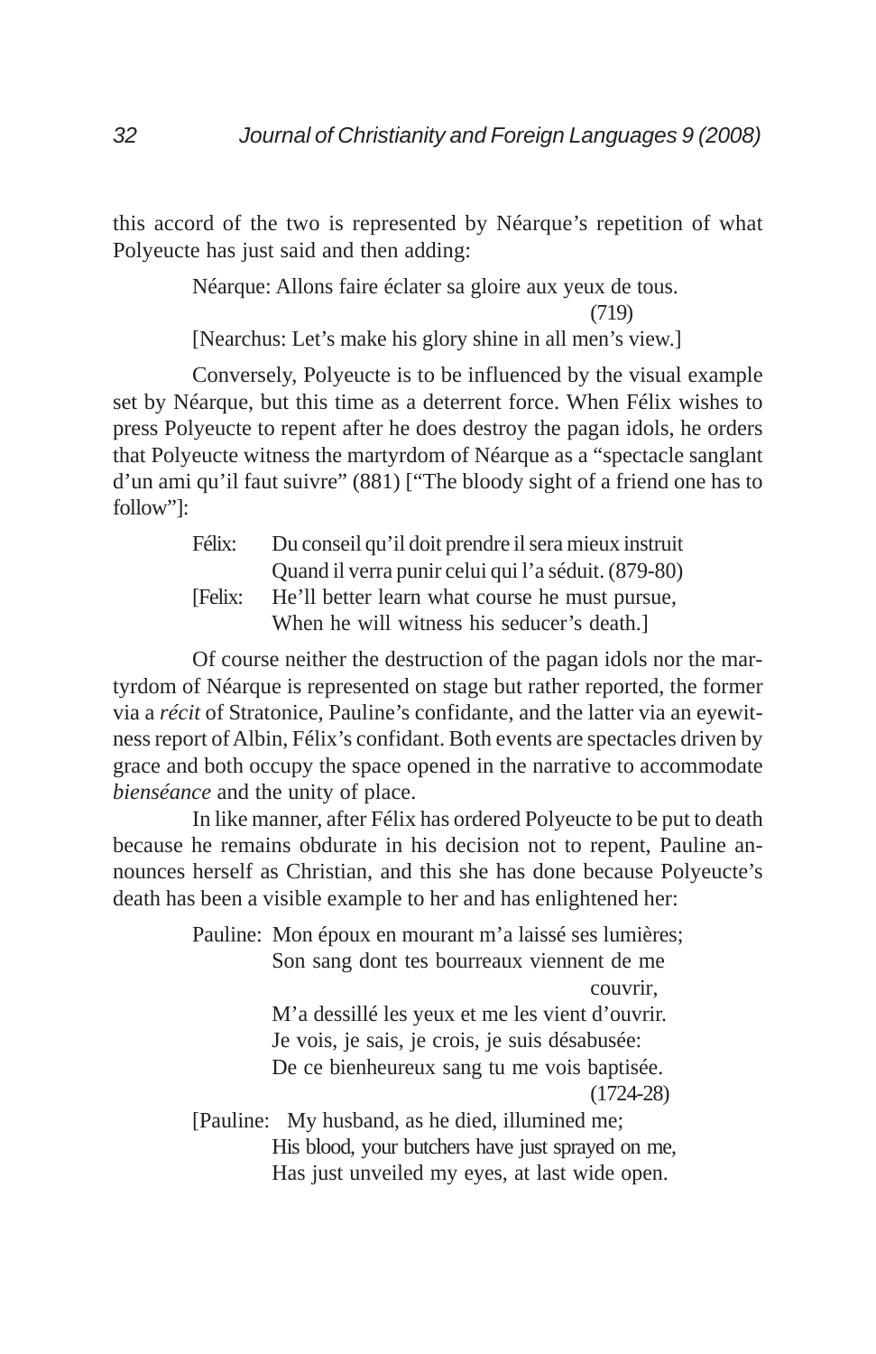this accord of the two is represented by Néarque's repetition of what Polyeucte has just said and then adding:

> Néarque: Allons faire éclater sa gloire aux yeux de tous. (719)
>
> [Nearchus: Let's make his glory shine in all men's view.]

Conversely, Polyeucte is to be influenced by the visual example set by Néarque, but this time as a deterrent force. When Félix wishes to press Polyeucte to repent after he does destroy the pagan idols, he orders that Polyeucte witness the martyrdom of Néarque as a "spectacle sanglant d'un ami qu'il faut suivre" (881) ["The bloody sight of a friend one has to follow"]:

> Félix: Du conseil qu'il doit prendre il sera mieux instruit
> Quand il verra punir celui qui l'a séduit. (879-80)
>
> [Felix: He'll better learn what course he must pursue,
> When he will witness his seducer's death.]

Of course neither the destruction of the pagan idols nor the martyrdom of Néarque is represented on stage but rather reported, the former via a *récit* of Stratonice, Pauline's confidante, and the latter via an eyewitness report of Albin, Félix's confidant. Both events are spectacles driven by grace and both occupy the space opened in the narrative to accommodate *bienséance* and the unity of place.

In like manner, after Félix has ordered Polyeucte to be put to death because he remains obdurate in his decision not to repent, Pauline announces herself as Christian, and this she has done because Polyeucte's death has been a visible example to her and has enlightened her:

> Pauline: Mon époux en mourant m'a laissé ses lumières;
> Son sang dont tes bourreaux viennent de me couvrir,
> M'a dessillé les yeux et me les vient d'ouvrir.
> Je vois, je sais, je crois, je suis désabusée:
> De ce bienheureux sang tu me vois baptisée. (1724-28)
>
> [Pauline: My husband, as he died, illumined me;
> His blood, your butchers have just sprayed on me,
> Has just unveiled my eyes, at last wide open.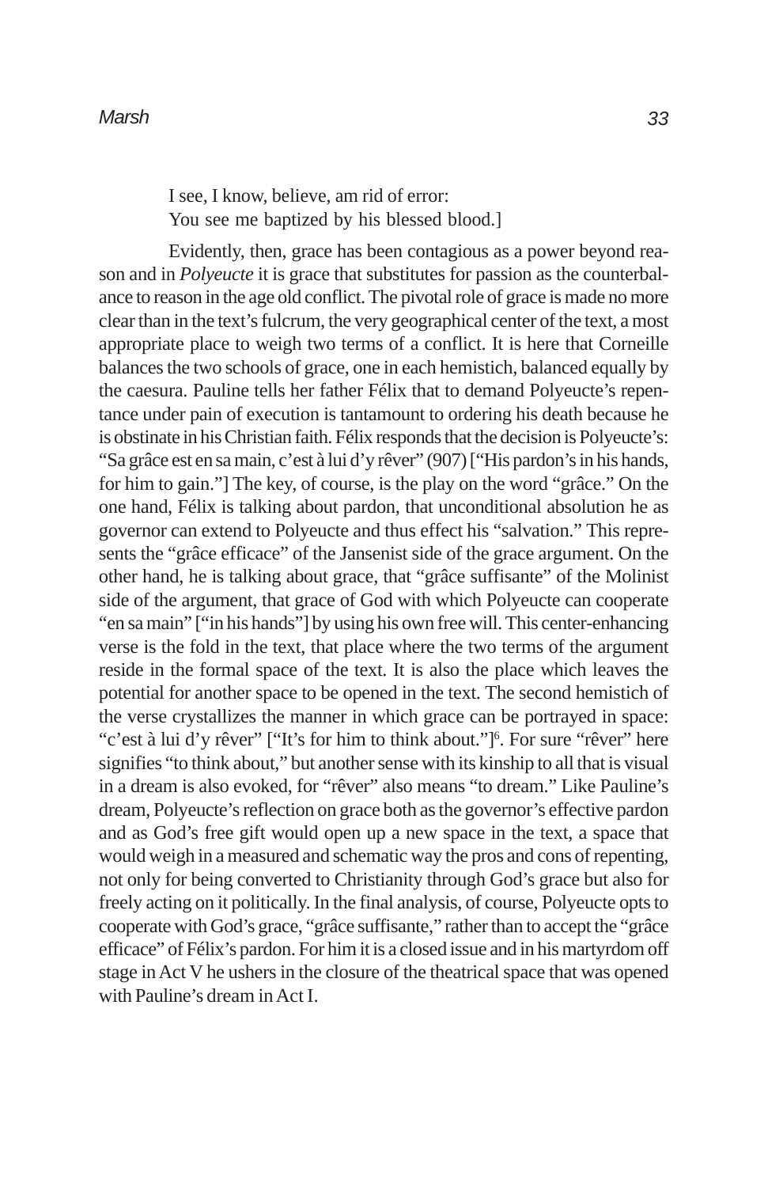I see, I know, believe, am rid of error:
You see me baptized by his blessed blood.]

Evidently, then, grace has been contagious as a power beyond reason and in *Polyeucte* it is grace that substitutes for passion as the counterbalance to reason in the age old conflict. The pivotal role of grace is made no more clear than in the text's fulcrum, the very geographical center of the text, a most appropriate place to weigh two terms of a conflict. It is here that Corneille balances the two schools of grace, one in each hemistich, balanced equally by the caesura. Pauline tells her father Félix that to demand Polyeucte's repentance under pain of execution is tantamount to ordering his death because he is obstinate in his Christian faith. Félix responds that the decision is Polyeucte's: "Sa grâce est en sa main, c'est à lui d'y rêver" (907) ["His pardon's in his hands, for him to gain."] The key, of course, is the play on the word "grâce." On the one hand, Félix is talking about pardon, that unconditional absolution he as governor can extend to Polyeucte and thus effect his "salvation." This represents the "grâce efficace" of the Jansenist side of the grace argument. On the other hand, he is talking about grace, that "grâce suffisante" of the Molinist side of the argument, that grace of God with which Polyeucte can cooperate "en sa main" ["in his hands"] by using his own free will. This center-enhancing verse is the fold in the text, that place where the two terms of the argument reside in the formal space of the text. It is also the place which leaves the potential for another space to be opened in the text. The second hemistich of the verse crystallizes the manner in which grace can be portrayed in space: "c'est à lui d'y rêver" ["It's for him to think about."][6]. For sure "rêver" here signifies "to think about," but another sense with its kinship to all that is visual in a dream is also evoked, for "rêver" also means "to dream." Like Pauline's dream, Polyeucte's reflection on grace both as the governor's effective pardon and as God's free gift would open up a new space in the text, a space that would weigh in a measured and schematic way the pros and cons of repenting, not only for being converted to Christianity through God's grace but also for freely acting on it politically. In the final analysis, of course, Polyeucte opts to cooperate with God's grace, "grâce suffisante," rather than to accept the "grâce efficace" of Félix's pardon. For him it is a closed issue and in his martyrdom off stage in Act V he ushers in the closure of the theatrical space that was opened with Pauline's dream in Act I.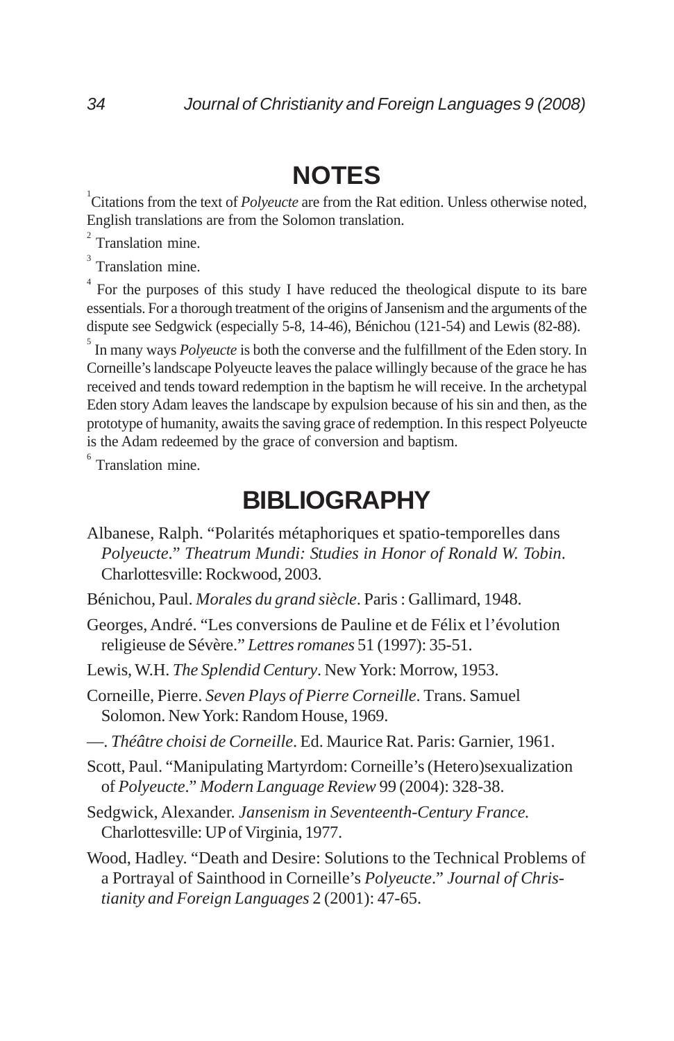# NOTES

[1] Citations from the text of *Polyeucte* are from the Rat edition. Unless otherwise noted, English translations are from the Solomon translation.

[2] Translation mine.

[3] Translation mine.

[4] For the purposes of this study I have reduced the theological dispute to its bare essentials. For a thorough treatment of the origins of Jansenism and the arguments of the dispute see Sedgwick (especially 5-8, 14-46), Bénichou (121-54) and Lewis (82-88).

[5] In many ways *Polyeucte* is both the converse and the fulfillment of the Eden story. In Corneille's landscape Polyeucte leaves the palace willingly because of the grace he has received and tends toward redemption in the baptism he will receive. In the archetypal Eden story Adam leaves the landscape by expulsion because of his sin and then, as the prototype of humanity, awaits the saving grace of redemption. In this respect Polyeucte is the Adam redeemed by the grace of conversion and baptism.

[6] Translation mine.

# BIBLIOGRAPHY

Albanese, Ralph. "Polarités métaphoriques et spatio-temporelles dans *Polyeucte*." *Theatrum Mundi: Studies in Honor of Ronald W. Tobin*. Charlottesville: Rockwood, 2003.

Bénichou, Paul. *Morales du grand siècle*. Paris : Gallimard, 1948.

Georges, André. "Les conversions de Pauline et de Félix et l'évolution religieuse de Sévère." *Lettres romanes* 51 (1997): 35-51.

Lewis, W.H. *The Splendid Century*. New York: Morrow, 1953.

Corneille, Pierre. *Seven Plays of Pierre Corneille*. Trans. Samuel Solomon. New York: Random House, 1969.

—. *Théâtre choisi de Corneille*. Ed. Maurice Rat. Paris: Garnier, 1961.

Scott, Paul. "Manipulating Martyrdom: Corneille's (Hetero)sexualization of *Polyeucte*." *Modern Language Review* 99 (2004): 328-38.

Sedgwick, Alexander. *Jansenism in Seventeenth-Century France.* Charlottesville: UP of Virginia, 1977.

Wood, Hadley. "Death and Desire: Solutions to the Technical Problems of a Portrayal of Sainthood in Corneille's *Polyeucte*." *Journal of Christianity and Foreign Languages* 2 (2001): 47-65.